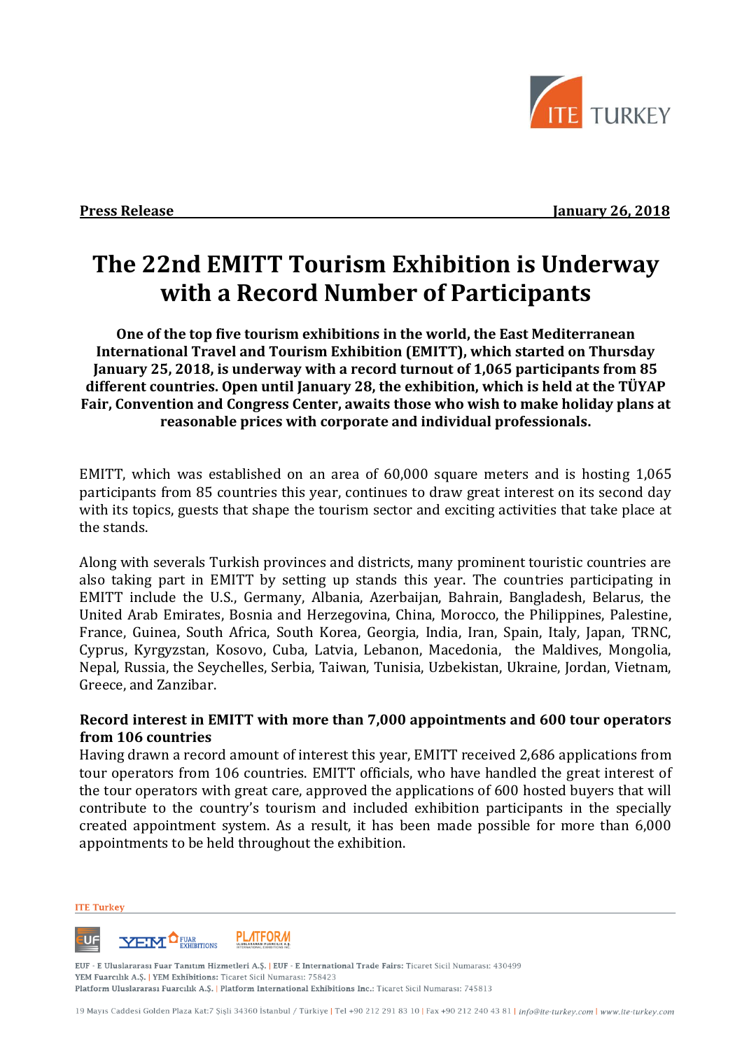**Press Release** **January 26, 2018**

# The 22nd EMITT Tourism Exhibition is Underway with a Record Number of Participants

**One of the top five tourism exhibitions in the world, the East Mediterranean International Travel and Tourism Exhibition (EMITT), which started on Thursday January 25, 2018, is underway with a record turnout of 1,065 participants from 85 different countries. Open until January 28, the exhibition, which is held at the TÜYAP Fair, Convention and Congress Center, awaits those who wish to make holiday plans at reasonable prices with corporate and individual professionals.**

EMITT, which was established on an area of 60,000 square meters and is hosting 1,065 participants from 85 countries this year, continues to draw great interest on its second day with its topics, guests that shape the tourism sector and exciting activities that take place at the stands.

Along with severals Turkish provinces and districts, many prominent touristic countries are also taking part in EMITT by setting up stands this year. The countries participating in EMITT include the U.S., Germany, Albania, Azerbaijan, Bahrain, Bangladesh, Belarus, the United Arab Emirates, Bosnia and Herzegovina, China, Morocco, the Philippines, Palestine, France, Guinea, South Africa, South Korea, Georgia, India, Iran, Spain, Italy, Japan, TRNC, Cyprus, Kyrgyzstan, Kosovo, Cuba, Latvia, Lebanon, Macedonia, the Maldives, Mongolia, Nepal, Russia, the Seychelles, Serbia, Taiwan, Tunisia, Uzbekistan, Ukraine, Jordan, Vietnam, Greece, and Zanzibar.

**Record interest in EMITT with more than 7,000 appointments and 600 tour operators from 106 countries**

Having drawn a record amount of interest this year, EMITT received 2,686 applications from tour operators from 106 countries. EMITT officials, who have handled the great interest of the tour operators with great care, approved the applications of 600 hosted buyers that will contribute to the country's tourism and included exhibition participants in the specially created appointment system. As a result, it has been made possible for more than 6,000 appointments to be held throughout the exhibition.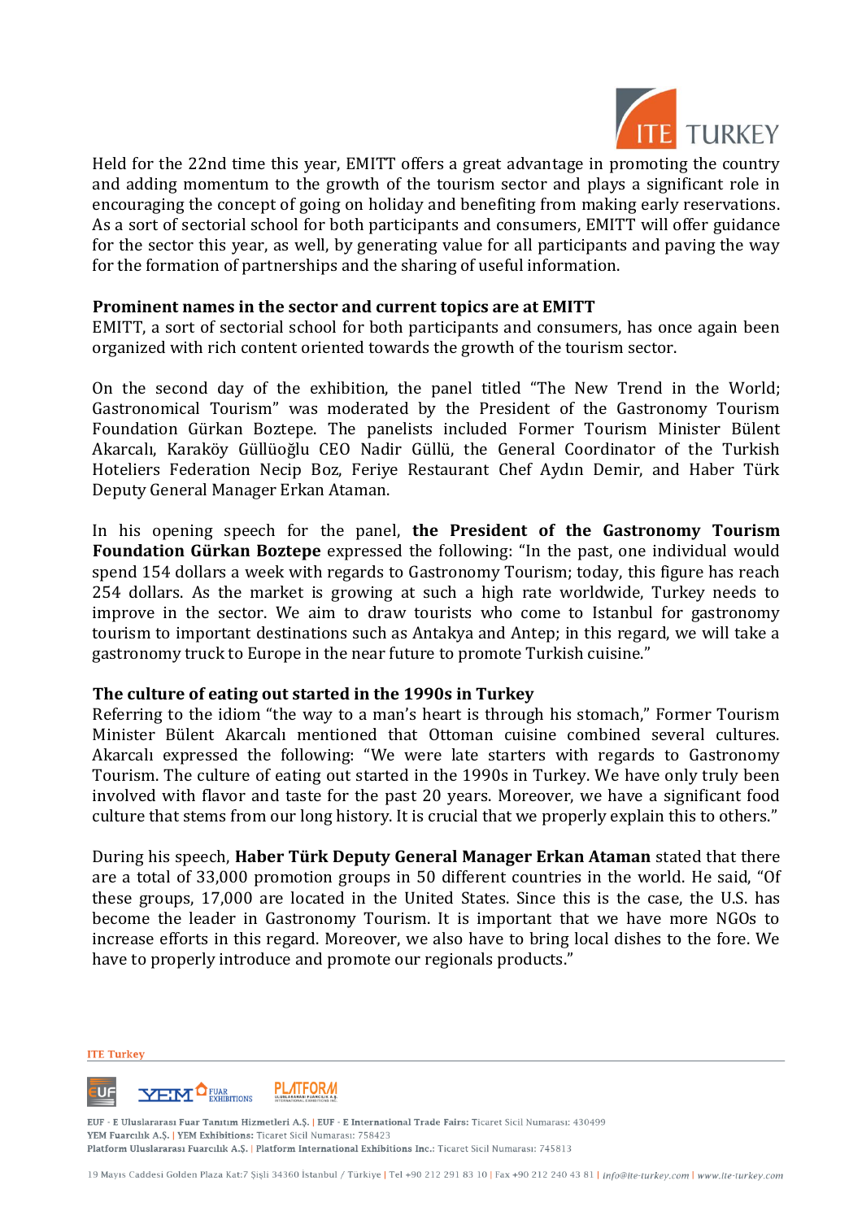Held for the 22nd time this year, EMITT offers a great advantage in promoting the country and adding momentum to the growth of the tourism sector and plays a significant role in encouraging the concept of going on holiday and benefiting from making early reservations. As a sort of sectorial school for both participants and consumers, EMITT will offer guidance for the sector this year, as well, by generating value for all participants and paving the way for the formation of partnerships and the sharing of useful information.

**Prominent names in the sector and current topics are at EMITT**

EMITT, a sort of sectorial school for both participants and consumers, has once again been organized with rich content oriented towards the growth of the tourism sector.

On the second day of the exhibition, the panel titled "The New Trend in the World; Gastronomical Tourism" was moderated by the President of the Gastronomy Tourism Foundation Gürkan Boztepe. The panelists included Former Tourism Minister Bülent Akarcalı, Karaköy Güllüoğlu CEO Nadir Güllü, the General Coordinator of the Turkish Hoteliers Federation Necip Boz, Feriye Restaurant Chef Aydın Demir, and Haber Türk Deputy General Manager Erkan Ataman.

In his opening speech for the panel, **the President of the Gastronomy Tourism Foundation Gürkan Boztepe** expressed the following: "In the past, one individual would spend 154 dollars a week with regards to Gastronomy Tourism; today, this figure has reach 254 dollars. As the market is growing at such a high rate worldwide, Turkey needs to improve in the sector. We aim to draw tourists who come to Istanbul for gastronomy tourism to important destinations such as Antakya and Antep; in this regard, we will take a gastronomy truck to Europe in the near future to promote Turkish cuisine."

**The culture of eating out started in the 1990s in Turkey**

Referring to the idiom "the way to a man's heart is through his stomach," Former Tourism Minister Bülent Akarcalı mentioned that Ottoman cuisine combined several cultures. Akarcalı expressed the following: "We were late starters with regards to Gastronomy Tourism. The culture of eating out started in the 1990s in Turkey. We have only truly been involved with flavor and taste for the past 20 years. Moreover, we have a significant food culture that stems from our long history. It is crucial that we properly explain this to others."

During his speech, **Haber Türk Deputy General Manager Erkan Ataman** stated that there are a total of 33,000 promotion groups in 50 different countries in the world. He said, "Of these groups, 17,000 are located in the United States. Since this is the case, the U.S. has become the leader in Gastronomy Tourism. It is important that we have more NGOs to increase efforts in this regard. Moreover, we also have to bring local dishes to the fore. We have to properly introduce and promote our regionals products."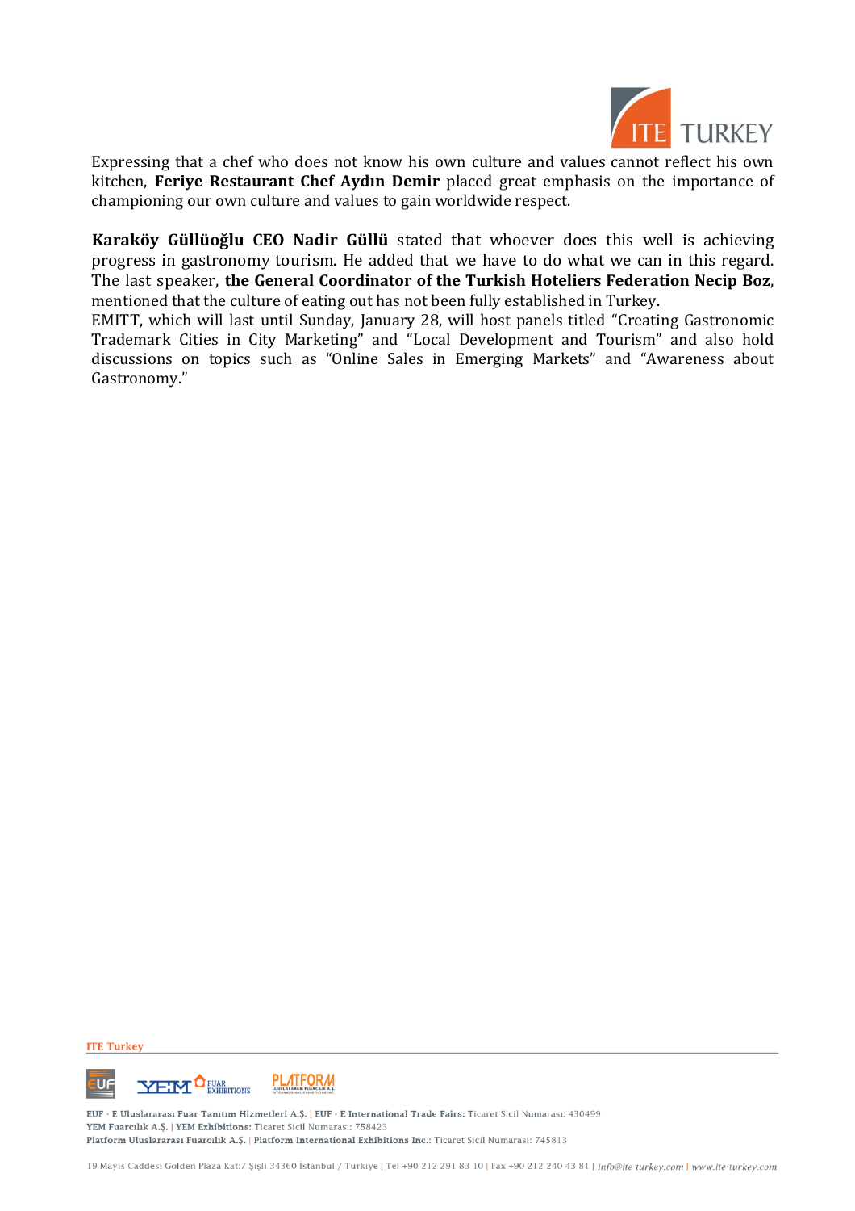Expressing that a chef who does not know his own culture and values cannot reflect his own kitchen, **Feriye Restaurant Chef Aydın Demir** placed great emphasis on the importance of championing our own culture and values to gain worldwide respect.

**Karaköy Güllüoğlu CEO Nadir Güllü** stated that whoever does this well is achieving progress in gastronomy tourism. He added that we have to do what we can in this regard. The last speaker, **the General Coordinator of the Turkish Hoteliers Federation Necip Boz**, mentioned that the culture of eating out has not been fully established in Turkey.

EMITT, which will last until Sunday, January 28, will host panels titled "Creating Gastronomic Trademark Cities in City Marketing" and "Local Development and Tourism" and also hold discussions on topics such as "Online Sales in Emerging Markets" and "Awareness about Gastronomy."